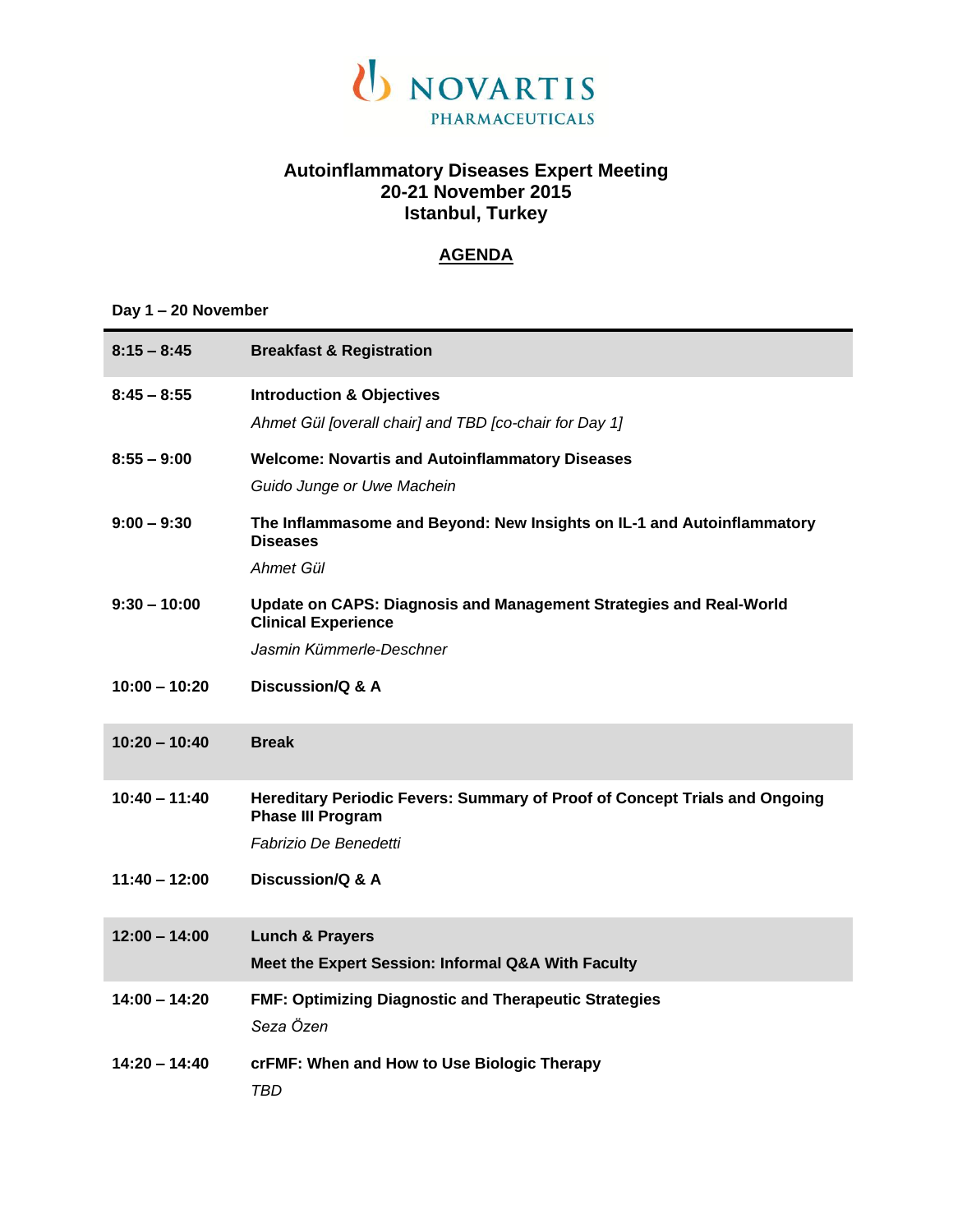NOVARTIS PHARMACEUTICALS

# Autoinflammatory Diseases Expert Meeting
## 20-21 November 2015
## Istanbul, Turkey

## AGENDA

**Day 1 – 20 November**

| | |
|---|---|
| **8:15 – 8:45** | **Breakfast & Registration** |
| **8:45 – 8:55** | **Introduction & Objectives**<br>*Ahmet Gül [overall chair] and TBD [co-chair for Day 1]* |
| **8:55 – 9:00** | **Welcome: Novartis and Autoinflammatory Diseases**<br>*Guido Junge or Uwe Machein* |
| **9:00 – 9:30** | **The Inflammasome and Beyond: New Insights on IL-1 and Autoinflammatory Diseases**<br>*Ahmet Gül* |
| **9:30 – 10:00** | **Update on CAPS: Diagnosis and Management Strategies and Real-World Clinical Experience**<br>*Jasmin Kümmerle-Deschner* |
| **10:00 – 10:20** | **Discussion/Q & A** |
| **10:20 – 10:40** | **Break** |
| **10:40 – 11:40** | **Hereditary Periodic Fevers: Summary of Proof of Concept Trials and Ongoing Phase III Program**<br>*Fabrizio De Benedetti* |
| **11:40 – 12:00** | **Discussion/Q & A** |
| **12:00 – 14:00** | **Lunch & Prayers**<br>**Meet the Expert Session: Informal Q&A With Faculty** |
| **14:00 – 14:20** | **FMF: Optimizing Diagnostic and Therapeutic Strategies**<br>*Seza Özen* |
| **14:20 – 14:40** | **crFMF: When and How to Use Biologic Therapy**<br>*TBD* |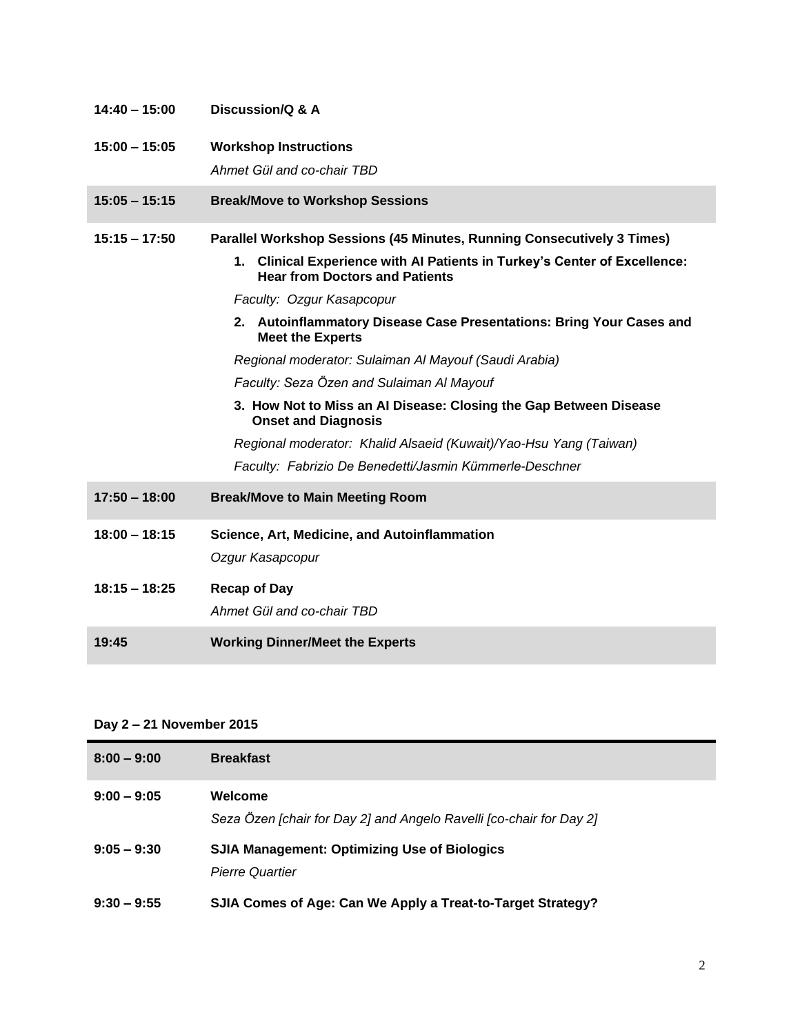| | |
|---|---|
| **14:40 – 15:00** | **Discussion/Q & A** |
| **15:00 – 15:05** | **Workshop Instructions**<br>*Ahmet Gül and co-chair TBD* |
| **15:05 – 15:15** | **Break/Move to Workshop Sessions** |
| **15:15 – 17:50** | **Parallel Workshop Sessions (45 Minutes, Running Consecutively 3 Times)**<br>**1. Clinical Experience with AI Patients in Turkey's Center of Excellence: Hear from Doctors and Patients**<br>*Faculty: Ozgur Kasapcopur*<br>**2. Autoinflammatory Disease Case Presentations: Bring Your Cases and Meet the Experts**<br>*Regional moderator: Sulaiman Al Mayouf (Saudi Arabia)*<br>*Faculty: Seza Özen and Sulaiman Al Mayouf*<br>**3. How Not to Miss an AI Disease: Closing the Gap Between Disease Onset and Diagnosis**<br>*Regional moderator: Khalid Alsaeid (Kuwait)/Yao-Hsu Yang (Taiwan)*<br>*Faculty: Fabrizio De Benedetti/Jasmin Kümmerle-Deschner* |
| **17:50 – 18:00** | **Break/Move to Main Meeting Room** |
| **18:00 – 18:15** | **Science, Art, Medicine, and Autoinflammation**<br>*Ozgur Kasapcopur* |
| **18:15 – 18:25** | **Recap of Day**<br>*Ahmet Gül and co-chair TBD* |
| **19:45** | **Working Dinner/Meet the Experts** |

**Day 2 – 21 November 2015**

| | |
|---|---|
| **8:00 – 9:00** | **Breakfast** |
| **9:00 – 9:05** | **Welcome**<br>*Seza Özen [chair for Day 2] and Angelo Ravelli [co-chair for Day 2]* |
| **9:05 – 9:30** | **SJIA Management: Optimizing Use of Biologics**<br>*Pierre Quartier* |
| **9:30 – 9:55** | **SJIA Comes of Age: Can We Apply a Treat-to-Target Strategy?** |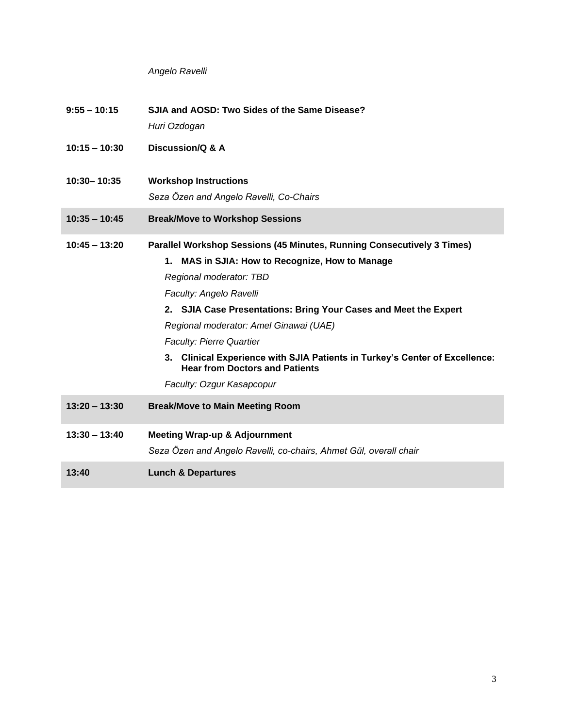| | |
|---|---|
| | *Angelo Ravelli* |
| **9:55 – 10:15** | **SJIA and AOSD: Two Sides of the Same Disease?**<br>*Huri Ozdogan* |
| **10:15 – 10:30** | **Discussion/Q & A** |
| **10:30– 10:35** | **Workshop Instructions**<br>*Seza Özen and Angelo Ravelli, Co-Chairs* |
| **10:35 – 10:45** | **Break/Move to Workshop Sessions** |
| **10:45 – 13:20** | **Parallel Workshop Sessions (45 Minutes, Running Consecutively 3 Times)**<br>**1. MAS in SJIA: How to Recognize, How to Manage**<br>*Regional moderator: TBD*<br>*Faculty: Angelo Ravelli*<br>**2. SJIA Case Presentations: Bring Your Cases and Meet the Expert**<br>*Regional moderator: Amel Ginawai (UAE)*<br>*Faculty: Pierre Quartier*<br>**3. Clinical Experience with SJIA Patients in Turkey's Center of Excellence: Hear from Doctors and Patients**<br>*Faculty: Ozgur Kasapcopur* |
| **13:20 – 13:30** | **Break/Move to Main Meeting Room** |
| **13:30 – 13:40** | **Meeting Wrap-up & Adjournment**<br>*Seza Özen and Angelo Ravelli, co-chairs, Ahmet Gül, overall chair* |
| **13:40** | **Lunch & Departures** |